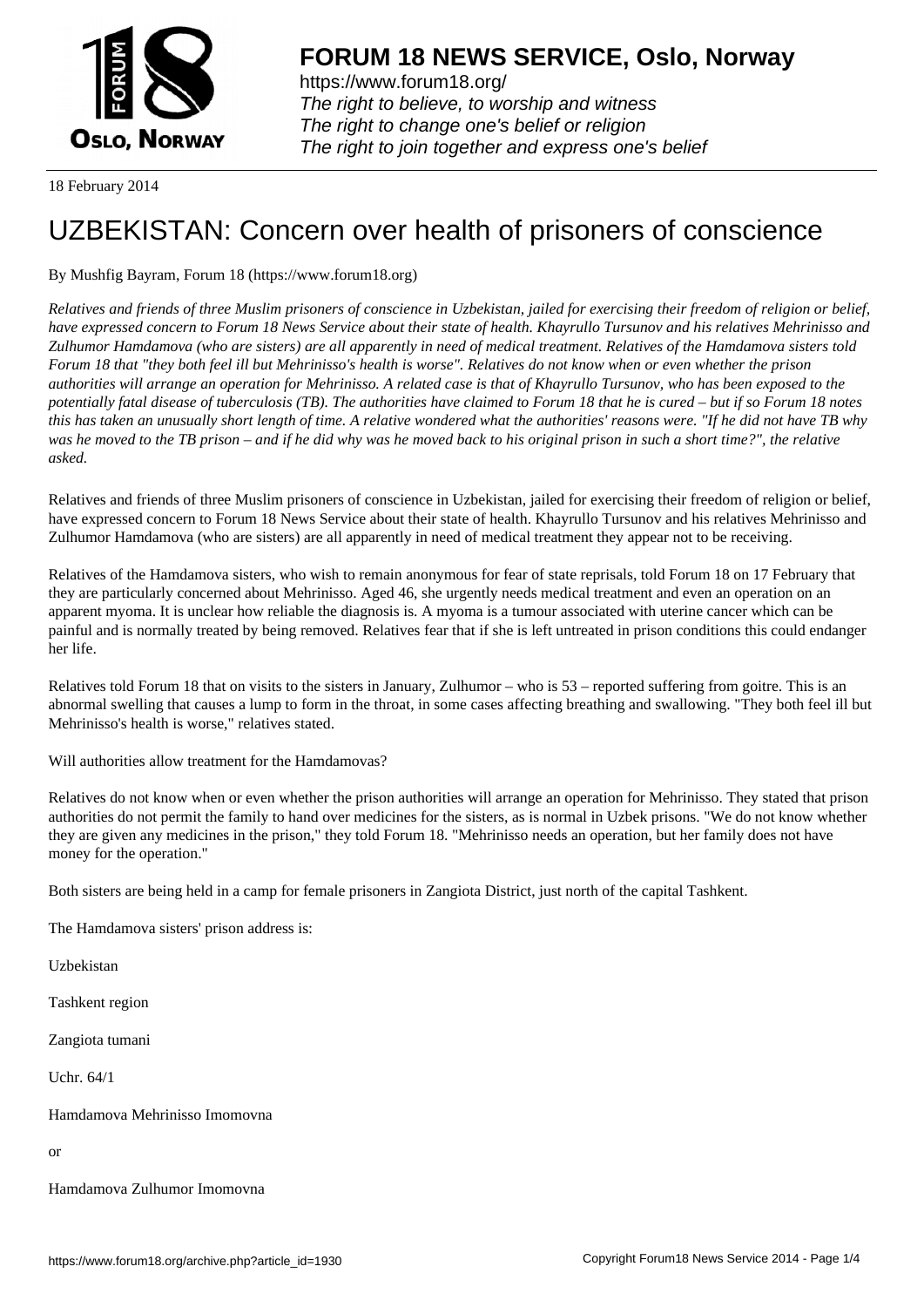# FORUM 18 NEWS SERVICE, Oslo, Norway

https://www.forum18.org/
*The right to believe, to worship and witness*
*The right to change one's belief or religion*
*The right to join together and express one's belief*

18 February 2014

# UZBEKISTAN: Concern over health of prisoners of conscience

By Mushfig Bayram, Forum 18 (https://www.forum18.org)

*Relatives and friends of three Muslim prisoners of conscience in Uzbekistan, jailed for exercising their freedom of religion or belief, have expressed concern to Forum 18 News Service about their state of health. Khayrullo Tursunov and his relatives Mehrinisso and Zulhumor Hamdamova (who are sisters) are all apparently in need of medical treatment. Relatives of the Hamdamova sisters told Forum 18 that "they both feel ill but Mehrinisso's health is worse". Relatives do not know when or even whether the prison authorities will arrange an operation for Mehrinisso. A related case is that of Khayrullo Tursunov, who has been exposed to the potentially fatal disease of tuberculosis (TB). The authorities have claimed to Forum 18 that he is cured – but if so Forum 18 notes this has taken an unusually short length of time. A relative wondered what the authorities' reasons were. "If he did not have TB why was he moved to the TB prison – and if he did why was he moved back to his original prison in such a short time?", the relative asked.*

Relatives and friends of three Muslim prisoners of conscience in Uzbekistan, jailed for exercising their freedom of religion or belief, have expressed concern to Forum 18 News Service about their state of health. Khayrullo Tursunov and his relatives Mehrinisso and Zulhumor Hamdamova (who are sisters) are all apparently in need of medical treatment they appear not to be receiving.

Relatives of the Hamdamova sisters, who wish to remain anonymous for fear of state reprisals, told Forum 18 on 17 February that they are particularly concerned about Mehrinisso. Aged 46, she urgently needs medical treatment and even an operation on an apparent myoma. It is unclear how reliable the diagnosis is. A myoma is a tumour associated with uterine cancer which can be painful and is normally treated by being removed. Relatives fear that if she is left untreated in prison conditions this could endanger her life.

Relatives told Forum 18 that on visits to the sisters in January, Zulhumor – who is 53 – reported suffering from goitre. This is an abnormal swelling that causes a lump to form in the throat, in some cases affecting breathing and swallowing. "They both feel ill but Mehrinisso's health is worse," relatives stated.

Will authorities allow treatment for the Hamdamovas?

Relatives do not know when or even whether the prison authorities will arrange an operation for Mehrinisso. They stated that prison authorities do not permit the family to hand over medicines for the sisters, as is normal in Uzbek prisons. "We do not know whether they are given any medicines in the prison," they told Forum 18. "Mehrinisso needs an operation, but her family does not have money for the operation."

Both sisters are being held in a camp for female prisoners in Zangiota District, just north of the capital Tashkent.

The Hamdamova sisters' prison address is:

Uzbekistan

Tashkent region

Zangiota tumani

Uchr. 64/1

Hamdamova Mehrinisso Imomovna

or

Hamdamova Zulhumor Imomovna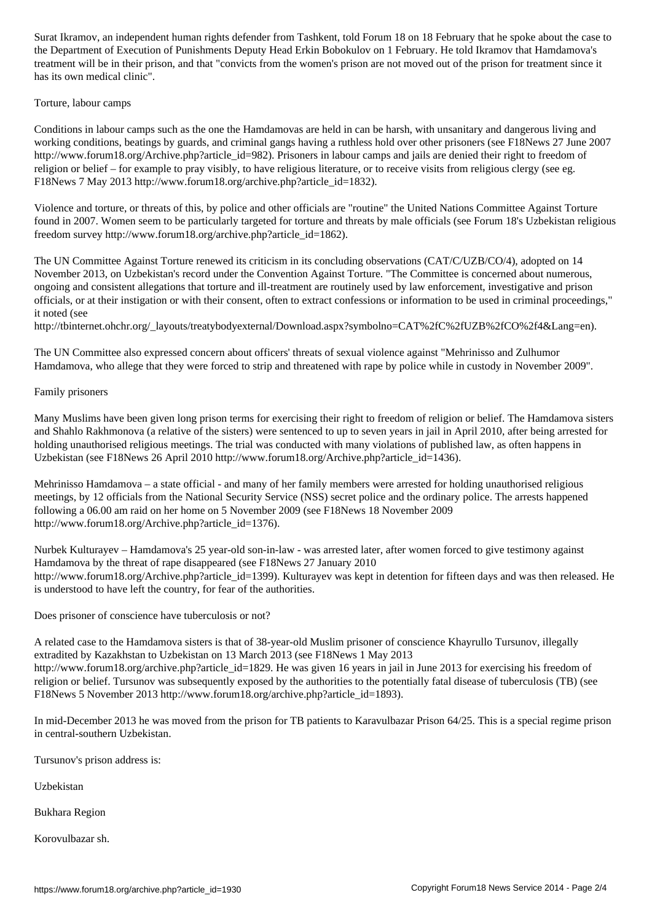Surat Ikramov, an independent human rights defender from Tashkent, told Forum 18 on 18 February that he spoke about the case to the Department of Execution of Punishments Deputy Head Erkin Bobokulov on 1 February. He told Ikramov that Hamdamova's treatment will be in their prison, and that "convicts from the women's prison are not moved out of the prison for treatment since it has its own medical clinic".

## Torture, labour camps

Conditions in labour camps such as the one the Hamdamovas are held in can be harsh, with unsanitary and dangerous living and working conditions, beatings by guards, and criminal gangs having a ruthless hold over other prisoners (see F18News 27 June 2007 http://www.forum18.org/Archive.php?article_id=982). Prisoners in labour camps and jails are denied their right to freedom of religion or belief – for example to pray visibly, to have religious literature, or to receive visits from religious clergy (see eg. F18News 7 May 2013 http://www.forum18.org/archive.php?article_id=1832).

Violence and torture, or threats of this, by police and other officials are "routine" the United Nations Committee Against Torture found in 2007. Women seem to be particularly targeted for torture and threats by male officials (see Forum 18's Uzbekistan religious freedom survey http://www.forum18.org/archive.php?article_id=1862).

The UN Committee Against Torture renewed its criticism in its concluding observations (CAT/C/UZB/CO/4), adopted on 14 November 2013, on Uzbekistan's record under the Convention Against Torture. "The Committee is concerned about numerous, ongoing and consistent allegations that torture and ill-treatment are routinely used by law enforcement, investigative and prison officials, or at their instigation or with their consent, often to extract confessions or information to be used in criminal proceedings," it noted (see http://tbinternet.ohchr.org/_layouts/treatybodyexternal/Download.aspx?symbolno=CAT%2fC%2fUZB%2fCO%2f4&Lang=en).

The UN Committee also expressed concern about officers' threats of sexual violence against "Mehrinisso and Zulhumor Hamdamova, who allege that they were forced to strip and threatened with rape by police while in custody in November 2009".

## Family prisoners

Many Muslims have been given long prison terms for exercising their right to freedom of religion or belief. The Hamdamova sisters and Shahlo Rakhmonova (a relative of the sisters) were sentenced to up to seven years in jail in April 2010, after being arrested for holding unauthorised religious meetings. The trial was conducted with many violations of published law, as often happens in Uzbekistan (see F18News 26 April 2010 http://www.forum18.org/Archive.php?article_id=1436).

Mehrinisso Hamdamova – a state official - and many of her family members were arrested for holding unauthorised religious meetings, by 12 officials from the National Security Service (NSS) secret police and the ordinary police. The arrests happened following a 06.00 am raid on her home on 5 November 2009 (see F18News 18 November 2009 http://www.forum18.org/Archive.php?article_id=1376).

Nurbek Kulturayev – Hamdamova's 25 year-old son-in-law - was arrested later, after women forced to give testimony against Hamdamova by the threat of rape disappeared (see F18News 27 January 2010 http://www.forum18.org/Archive.php?article_id=1399). Kulturayev was kept in detention for fifteen days and was then released. He is understood to have left the country, for fear of the authorities.

## Does prisoner of conscience have tuberculosis or not?

A related case to the Hamdamova sisters is that of 38-year-old Muslim prisoner of conscience Khayrullo Tursunov, illegally extradited by Kazakhstan to Uzbekistan on 13 March 2013 (see F18News 1 May 2013 http://www.forum18.org/archive.php?article_id=1829. He was given 16 years in jail in June 2013 for exercising his freedom of religion or belief. Tursunov was subsequently exposed by the authorities to the potentially fatal disease of tuberculosis (TB) (see F18News 5 November 2013 http://www.forum18.org/archive.php?article_id=1893).

In mid-December 2013 he was moved from the prison for TB patients to Karavulbazar Prison 64/25. This is a special regime prison in central-southern Uzbekistan.

Tursunov's prison address is:

Uzbekistan

Bukhara Region

Korovulbazar sh.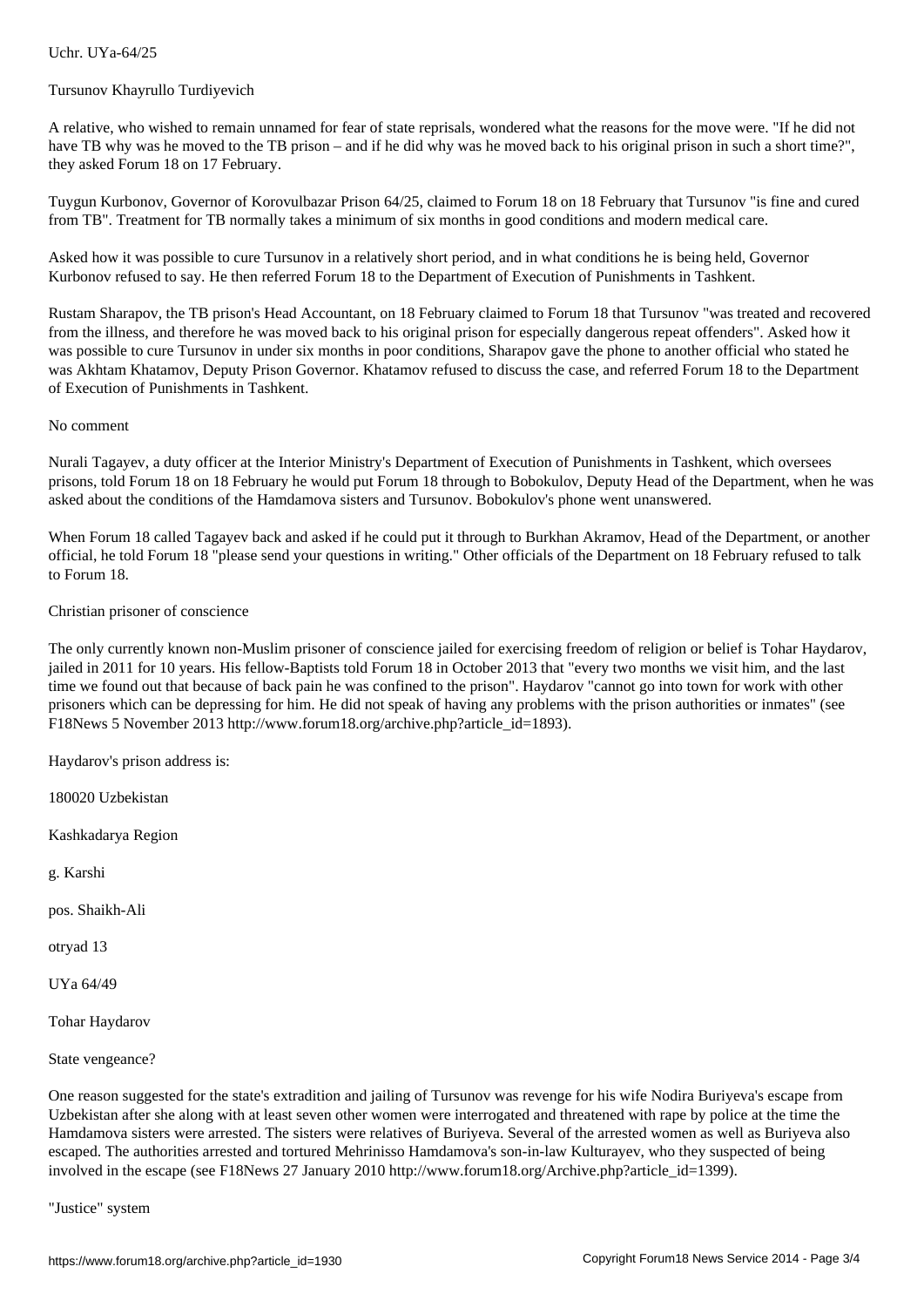Uchr. UYa-64/25

Tursunov Khayrullo Turdiyevich

A relative, who wished to remain unnamed for fear of state reprisals, wondered what the reasons for the move were. "If he did not have TB why was he moved to the TB prison – and if he did why was he moved back to his original prison in such a short time?", they asked Forum 18 on 17 February.

Tuygun Kurbonov, Governor of Korovulbazar Prison 64/25, claimed to Forum 18 on 18 February that Tursunov "is fine and cured from TB". Treatment for TB normally takes a minimum of six months in good conditions and modern medical care.

Asked how it was possible to cure Tursunov in a relatively short period, and in what conditions he is being held, Governor Kurbonov refused to say. He then referred Forum 18 to the Department of Execution of Punishments in Tashkent.

Rustam Sharapov, the TB prison's Head Accountant, on 18 February claimed to Forum 18 that Tursunov "was treated and recovered from the illness, and therefore he was moved back to his original prison for especially dangerous repeat offenders". Asked how it was possible to cure Tursunov in under six months in poor conditions, Sharapov gave the phone to another official who stated he was Akhtam Khatamov, Deputy Prison Governor. Khatamov refused to discuss the case, and referred Forum 18 to the Department of Execution of Punishments in Tashkent.

## No comment

Nurali Tagayev, a duty officer at the Interior Ministry's Department of Execution of Punishments in Tashkent, which oversees prisons, told Forum 18 on 18 February he would put Forum 18 through to Bobokulov, Deputy Head of the Department, when he was asked about the conditions of the Hamdamova sisters and Tursunov. Bobokulov's phone went unanswered.

When Forum 18 called Tagayev back and asked if he could put it through to Burkhan Akramov, Head of the Department, or another official, he told Forum 18 "please send your questions in writing." Other officials of the Department on 18 February refused to talk to Forum 18.

## Christian prisoner of conscience

The only currently known non-Muslim prisoner of conscience jailed for exercising freedom of religion or belief is Tohar Haydarov, jailed in 2011 for 10 years. His fellow-Baptists told Forum 18 in October 2013 that "every two months we visit him, and the last time we found out that because of back pain he was confined to the prison". Haydarov "cannot go into town for work with other prisoners which can be depressing for him. He did not speak of having any problems with the prison authorities or inmates" (see F18News 5 November 2013 http://www.forum18.org/archive.php?article_id=1893).

Haydarov's prison address is:

180020 Uzbekistan

Kashkadarya Region

g. Karshi

pos. Shaikh-Ali

otryad 13

UYa 64/49

Tohar Haydarov

## State vengeance?

One reason suggested for the state's extradition and jailing of Tursunov was revenge for his wife Nodira Buriyeva's escape from Uzbekistan after she along with at least seven other women were interrogated and threatened with rape by police at the time the Hamdamova sisters were arrested. The sisters were relatives of Buriyeva. Several of the arrested women as well as Buriyeva also escaped. The authorities arrested and tortured Mehrinisso Hamdamova's son-in-law Kulturayev, who they suspected of being involved in the escape (see F18News 27 January 2010 http://www.forum18.org/Archive.php?article_id=1399).

## "Justice" system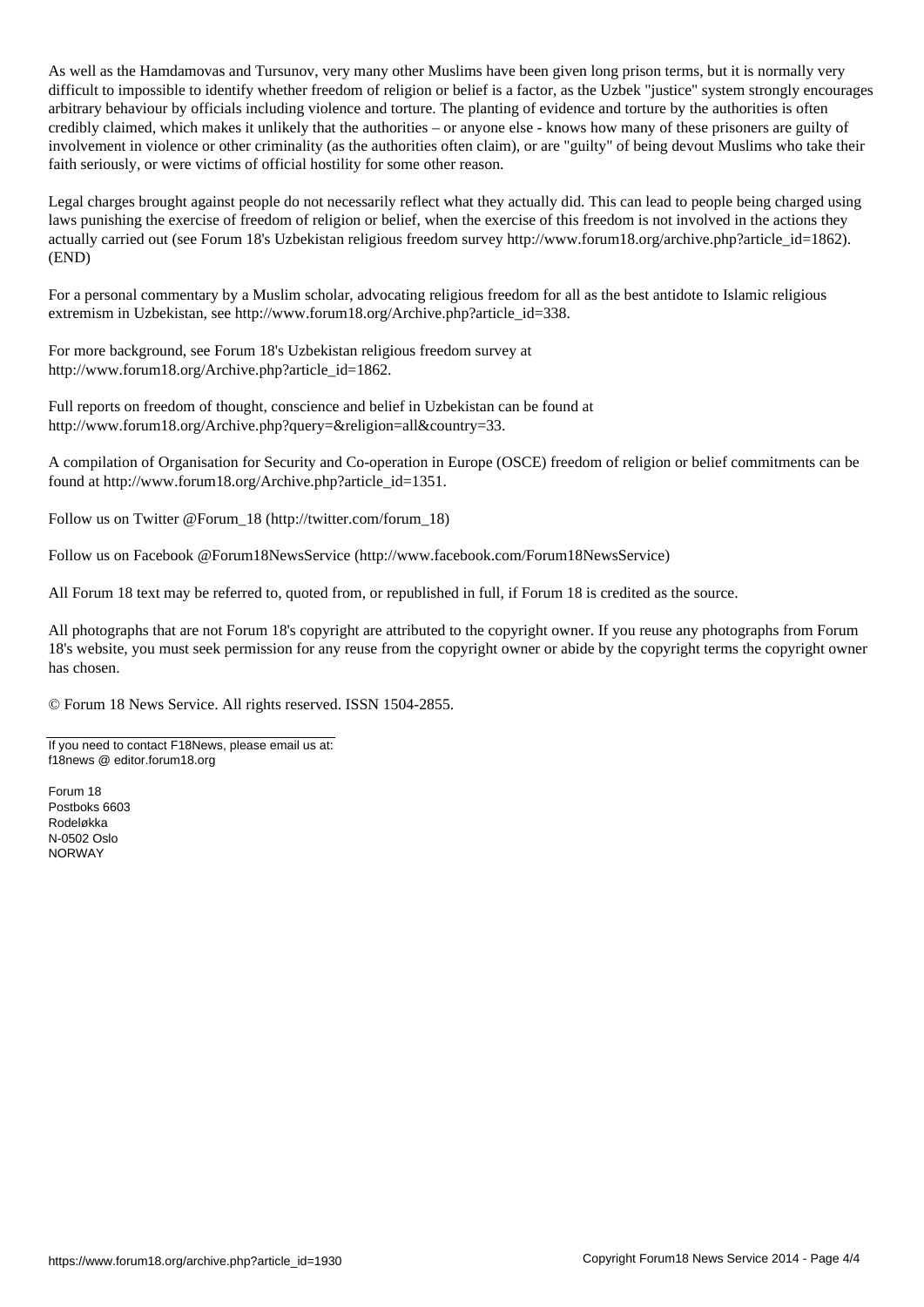As well as the Hamdamovas and Tursunov, very many other Muslims have been given long prison terms, but it is normally very difficult to impossible to identify whether freedom of religion or belief is a factor, as the Uzbek "justice" system strongly encourages arbitrary behaviour by officials including violence and torture. The planting of evidence and torture by the authorities is often credibly claimed, which makes it unlikely that the authorities – or anyone else - knows how many of these prisoners are guilty of involvement in violence or other criminality (as the authorities often claim), or are "guilty" of being devout Muslims who take their faith seriously, or were victims of official hostility for some other reason.

Legal charges brought against people do not necessarily reflect what they actually did. This can lead to people being charged using laws punishing the exercise of freedom of religion or belief, when the exercise of this freedom is not involved in the actions they actually carried out (see Forum 18's Uzbekistan religious freedom survey http://www.forum18.org/archive.php?article_id=1862). (END)

For a personal commentary by a Muslim scholar, advocating religious freedom for all as the best antidote to Islamic religious extremism in Uzbekistan, see http://www.forum18.org/Archive.php?article_id=338.

For more background, see Forum 18's Uzbekistan religious freedom survey at http://www.forum18.org/Archive.php?article_id=1862.

Full reports on freedom of thought, conscience and belief in Uzbekistan can be found at http://www.forum18.org/Archive.php?query=&religion=all&country=33.

A compilation of Organisation for Security and Co-operation in Europe (OSCE) freedom of religion or belief commitments can be found at http://www.forum18.org/Archive.php?article_id=1351.

Follow us on Twitter @Forum_18 (http://twitter.com/forum_18)

Follow us on Facebook @Forum18NewsService (http://www.facebook.com/Forum18NewsService)

All Forum 18 text may be referred to, quoted from, or republished in full, if Forum 18 is credited as the source.

All photographs that are not Forum 18's copyright are attributed to the copyright owner. If you reuse any photographs from Forum 18's website, you must seek permission for any reuse from the copyright owner or abide by the copyright terms the copyright owner has chosen.

© Forum 18 News Service. All rights reserved. ISSN 1504-2855.

---

If you need to contact F18News, please email us at:
f18news @ editor.forum18.org

Forum 18
Postboks 6603
Rodeløkka
N-0502 Oslo
NORWAY